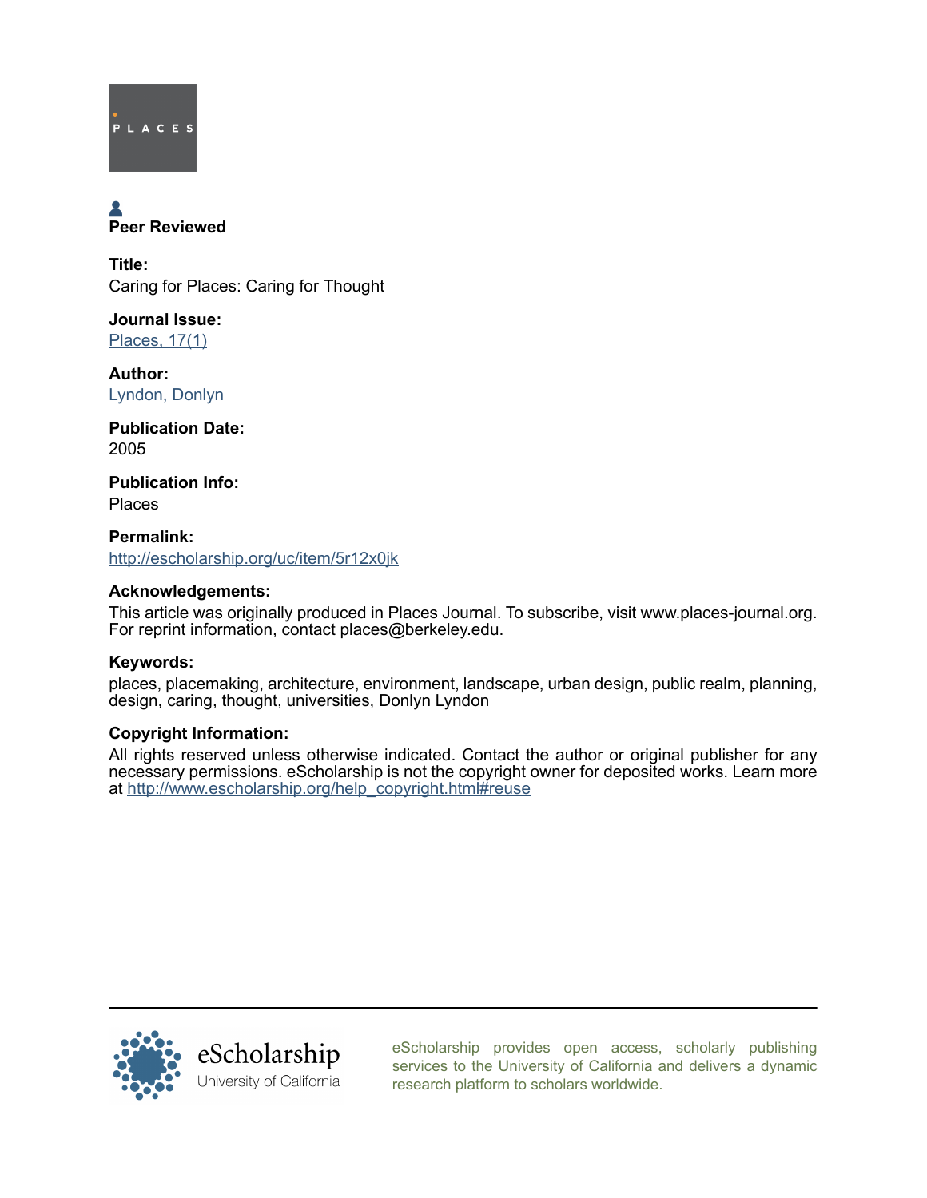PLACES

**Peer Reviewed**

**Title:**
Caring for Places: Caring for Thought

**Journal Issue:**
Places, 17(1)

**Author:**
Lyndon, Donlyn

**Publication Date:**
2005

**Publication Info:**
Places

**Permalink:**
http://escholarship.org/uc/item/5r12x0jk

**Acknowledgements:**
This article was originally produced in Places Journal. To subscribe, visit www.places-journal.org. For reprint information, contact places@berkeley.edu.

**Keywords:**
places, placemaking, architecture, environment, landscape, urban design, public realm, planning, design, caring, thought, universities, Donlyn Lyndon

**Copyright Information:**
All rights reserved unless otherwise indicated. Contact the author or original publisher for any necessary permissions. eScholarship is not the copyright owner for deposited works. Learn more at http://www.escholarship.org/help_copyright.html#reuse

eScholarship
University of California

eScholarship provides open access, scholarly publishing services to the University of California and delivers a dynamic research platform to scholars worldwide.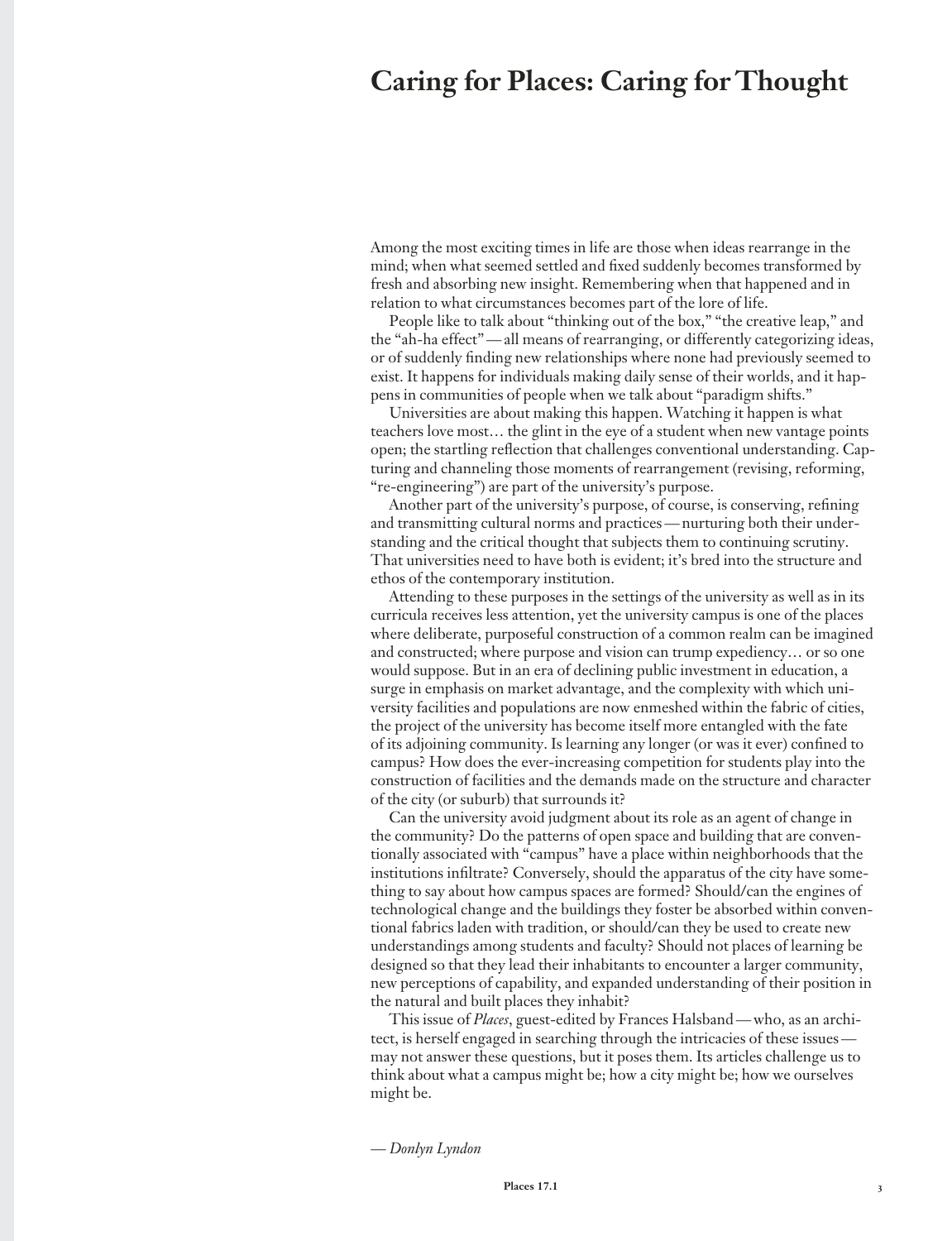# Caring for Places: Caring for Thought

Among the most exciting times in life are those when ideas rearrange in the mind; when what seemed settled and fixed suddenly becomes transformed by fresh and absorbing new insight. Remembering when that happened and in relation to what circumstances becomes part of the lore of life.

People like to talk about "thinking out of the box," "the creative leap," and the "ah-ha effect"—all means of rearranging, or differently categorizing ideas, or of suddenly finding new relationships where none had previously seemed to exist. It happens for individuals making daily sense of their worlds, and it happens in communities of people when we talk about "paradigm shifts."

Universities are about making this happen. Watching it happen is what teachers love most… the glint in the eye of a student when new vantage points open; the startling reflection that challenges conventional understanding. Capturing and channeling those moments of rearrangement (revising, reforming, "re-engineering") are part of the university's purpose.

Another part of the university's purpose, of course, is conserving, refining and transmitting cultural norms and practices—nurturing both their understanding and the critical thought that subjects them to continuing scrutiny. That universities need to have both is evident; it's bred into the structure and ethos of the contemporary institution.

Attending to these purposes in the settings of the university as well as in its curricula receives less attention, yet the university campus is one of the places where deliberate, purposeful construction of a common realm can be imagined and constructed; where purpose and vision can trump expediency… or so one would suppose. But in an era of declining public investment in education, a surge in emphasis on market advantage, and the complexity with which university facilities and populations are now enmeshed within the fabric of cities, the project of the university has become itself more entangled with the fate of its adjoining community. Is learning any longer (or was it ever) confined to campus? How does the ever-increasing competition for students play into the construction of facilities and the demands made on the structure and character of the city (or suburb) that surrounds it?

Can the university avoid judgment about its role as an agent of change in the community? Do the patterns of open space and building that are conventionally associated with "campus" have a place within neighborhoods that the institutions infiltrate? Conversely, should the apparatus of the city have something to say about how campus spaces are formed? Should/can the engines of technological change and the buildings they foster be absorbed within conventional fabrics laden with tradition, or should/can they be used to create new understandings among students and faculty? Should not places of learning be designed so that they lead their inhabitants to encounter a larger community, new perceptions of capability, and expanded understanding of their position in the natural and built places they inhabit?

This issue of *Places*, guest-edited by Frances Halsband—who, as an architect, is herself engaged in searching through the intricacies of these issues—may not answer these questions, but it poses them. Its articles challenge us to think about what a campus might be; how a city might be; how we ourselves might be.

*— Donlyn Lyndon*